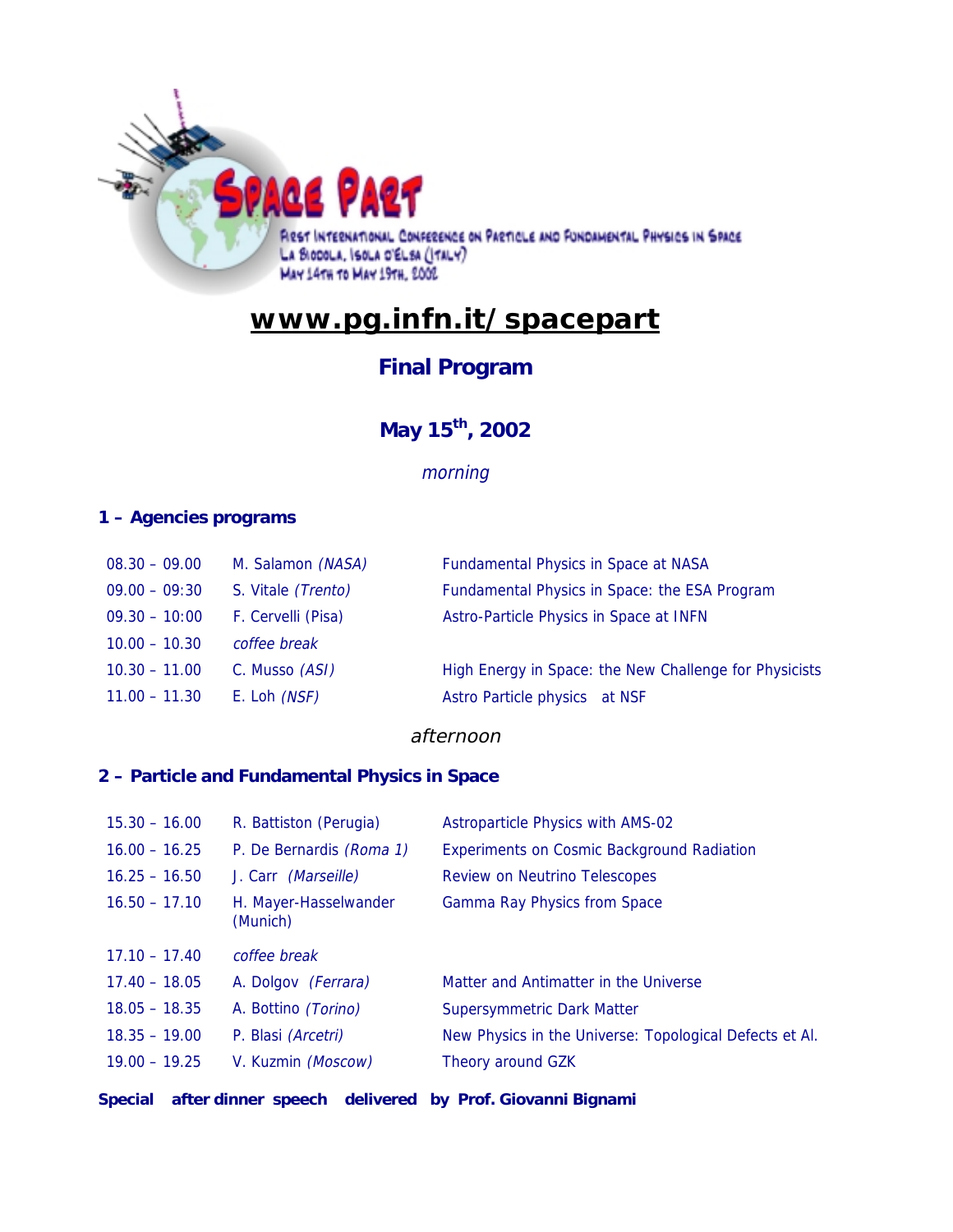# SPACE PART

FIRST INTERNATIONAL CONFERENCE ON PARTICLE AND FUNDAMENTAL PHYSICS IN SPACE
LA BIODOLA, ISOLA D'ELBA (ITALY)
MAY 14TH TO MAY 19TH, 2002

## www.pg.infn.it/spacepart

## Final Program

## May 15th, 2002

*morning*

### 1 – Agencies programs

| | | |
|---|---|---|
| 08.30 – 09.00 | M. Salamon *(NASA)* | Fundamental Physics in Space at NASA |
| 09.00 – 09:30 | S. Vitale *(Trento)* | Fundamental Physics in Space: the ESA Program |
| 09.30 – 10:00 | F. Cervelli (Pisa) | Astro-Particle Physics in Space at INFN |
| 10.00 – 10.30 | *coffee break* | |
| 10.30 – 11.00 | C. Musso *(ASI)* | High Energy in Space: the New Challenge for Physicists |
| 11.00 – 11.30 | E. Loh *(NSF)* | Astro Particle physics at NSF |

*afternoon*

### 2 – Particle and Fundamental Physics in Space

| | | |
|---|---|---|
| 15.30 – 16.00 | R. Battiston (Perugia) | Astroparticle Physics with AMS-02 |
| 16.00 – 16.25 | P. De Bernardis *(Roma 1)* | Experiments on Cosmic Background Radiation |
| 16.25 – 16.50 | J. Carr *(Marseille)* | Review on Neutrino Telescopes |
| 16.50 – 17.10 | H. Mayer-Hasselwander (Munich) | Gamma Ray Physics from Space |
| 17.10 – 17.40 | *coffee break* | |
| 17.40 – 18.05 | A. Dolgov *(Ferrara)* | Matter and Antimatter in the Universe |
| 18.05 – 18.35 | A. Bottino *(Torino)* | Supersymmetric Dark Matter |
| 18.35 – 19.00 | P. Blasi *(Arcetri)* | New Physics in the Universe: Topological Defects et Al. |
| 19.00 – 19.25 | V. Kuzmin *(Moscow)* | Theory around GZK |

**Special after dinner speech delivered by Prof. Giovanni Bignami**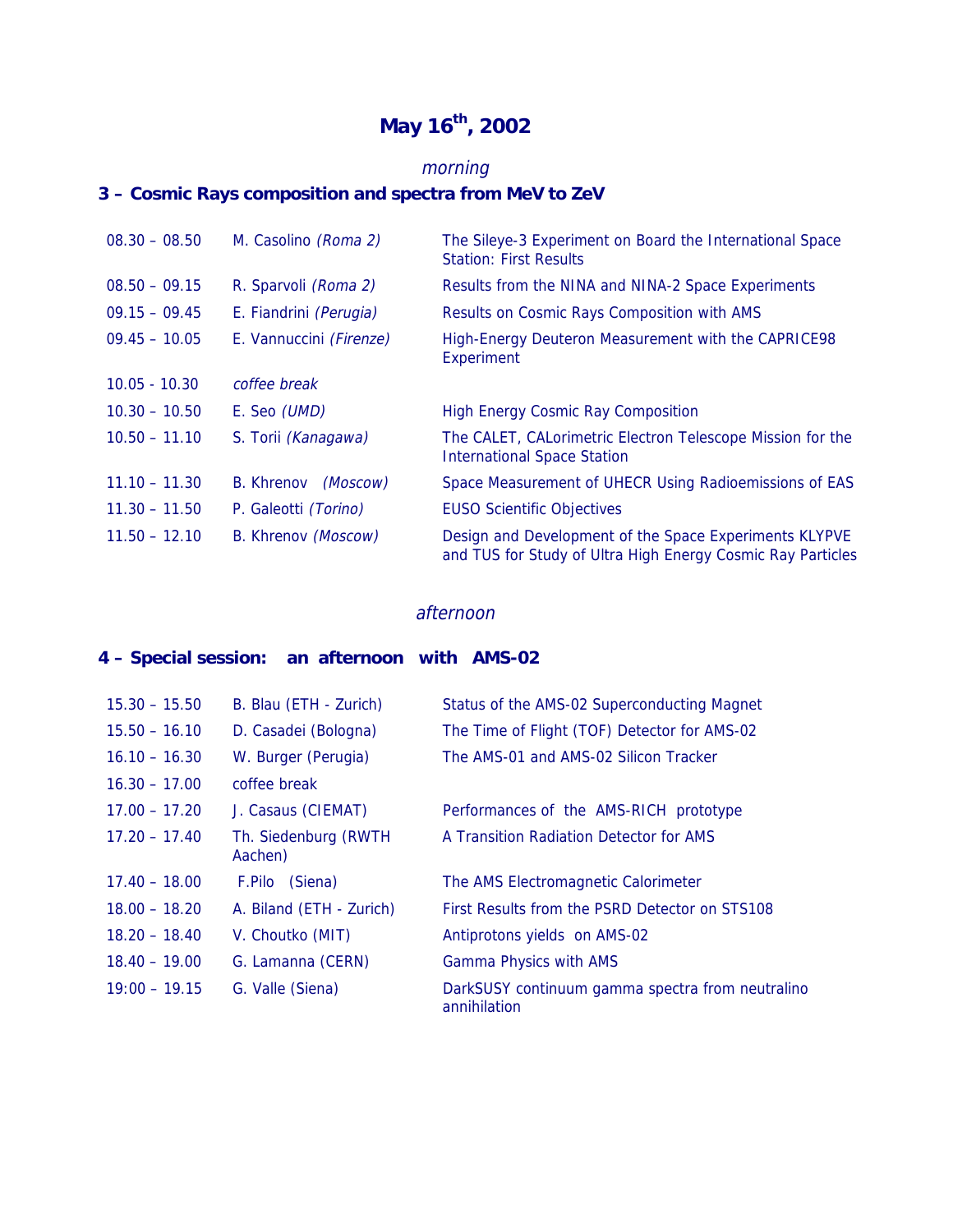# May 16th, 2002

*morning*

## 3 – Cosmic Rays composition and spectra from MeV to ZeV

| | | |
|---|---|---|
| 08.30 – 08.50 | M. Casolino *(Roma 2)* | The Sileye-3 Experiment on Board the International Space Station: First Results |
| 08.50 – 09.15 | R. Sparvoli *(Roma 2)* | Results from the NINA and NINA-2 Space Experiments |
| 09.15 – 09.45 | E. Fiandrini *(Perugia)* | Results on Cosmic Rays Composition with AMS |
| 09.45 – 10.05 | E. Vannuccini *(Firenze)* | High-Energy Deuteron Measurement with the CAPRICE98 Experiment |
| 10.05 - 10.30 | *coffee break* | |
| 10.30 – 10.50 | E. Seo *(UMD)* | High Energy Cosmic Ray Composition |
| 10.50 – 11.10 | S. Torii *(Kanagawa)* | The CALET, CALorimetric Electron Telescope Mission for the International Space Station |
| 11.10 – 11.30 | B. Khrenov *(Moscow)* | Space Measurement of UHECR Using Radioemissions of EAS |
| 11.30 – 11.50 | P. Galeotti *(Torino)* | EUSO Scientific Objectives |
| 11.50 – 12.10 | B. Khrenov *(Moscow)* | Design and Development of the Space Experiments KLYPVE and TUS for Study of Ultra High Energy Cosmic Ray Particles |

*afternoon*

## 4 – Special session: an afternoon with AMS-02

| | | |
|---|---|---|
| 15.30 – 15.50 | B. Blau (ETH - Zurich) | Status of the AMS-02 Superconducting Magnet |
| 15.50 – 16.10 | D. Casadei (Bologna) | The Time of Flight (TOF) Detector for AMS-02 |
| 16.10 – 16.30 | W. Burger (Perugia) | The AMS-01 and AMS-02 Silicon Tracker |
| 16.30 – 17.00 | coffee break | |
| 17.00 – 17.20 | J. Casaus (CIEMAT) | Performances of the AMS-RICH prototype |
| 17.20 – 17.40 | Th. Siedenburg (RWTH Aachen) | A Transition Radiation Detector for AMS |
| 17.40 – 18.00 | F.Pilo (Siena) | The AMS Electromagnetic Calorimeter |
| 18.00 – 18.20 | A. Biland (ETH - Zurich) | First Results from the PSRD Detector on STS108 |
| 18.20 – 18.40 | V. Choutko (MIT) | Antiprotons yields on AMS-02 |
| 18.40 – 19.00 | G. Lamanna (CERN) | Gamma Physics with AMS |
| 19:00 – 19.15 | G. Valle (Siena) | DarkSUSY continuum gamma spectra from neutralino annihilation |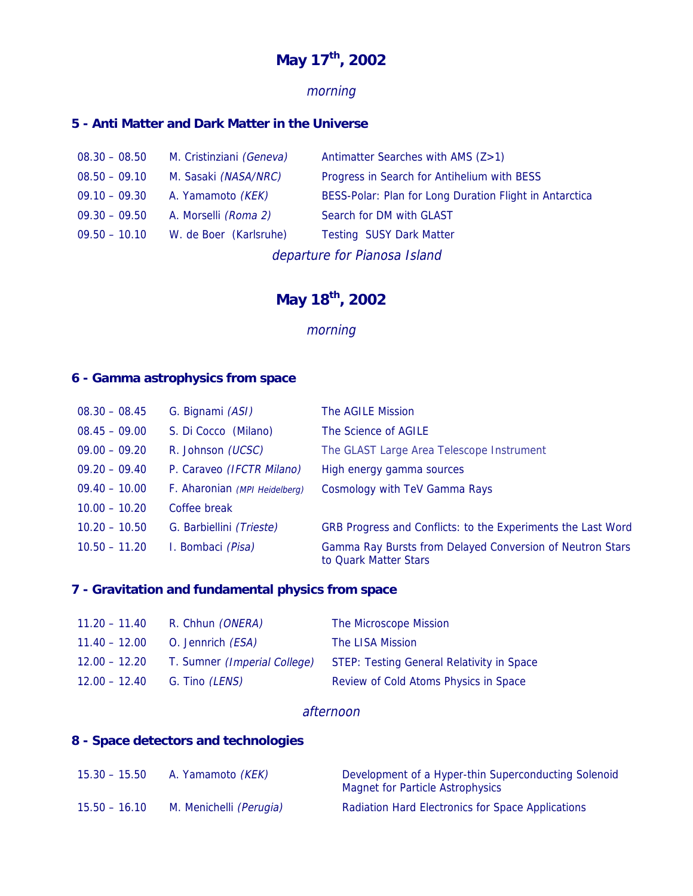# May 17th, 2002

*morning*

### 5 - Anti Matter and Dark Matter in the Universe

| | | |
|---|---|---|
| 08.30 – 08.50 | M. Cristinziani *(Geneva)* | Antimatter Searches with AMS (Z>1) |
| 08.50 – 09.10 | M. Sasaki *(NASA/NRC)* | Progress in Search for Antihelium with BESS |
| 09.10 – 09.30 | A. Yamamoto *(KEK)* | BESS-Polar: Plan for Long Duration Flight in Antarctica |
| 09.30 – 09.50 | A. Morselli *(Roma 2)* | Search for DM with GLAST |
| 09.50 – 10.10 | W. de Boer (Karlsruhe) | Testing SUSY Dark Matter |

*departure for Pianosa Island*

# May 18th, 2002

*morning*

### 6 - Gamma astrophysics from space

| | | |
|---|---|---|
| 08.30 – 08.45 | G. Bignami *(ASI)* | The AGILE Mission |
| 08.45 – 09.00 | S. Di Cocco (Milano) | The Science of AGILE |
| 09.00 – 09.20 | R. Johnson *(UCSC)* | The GLAST Large Area Telescope Instrument |
| 09.20 – 09.40 | P. Caraveo *(IFCTR Milano)* | High energy gamma sources |
| 09.40 – 10.00 | F. Aharonian *(MPI Heidelberg)* | Cosmology with TeV Gamma Rays |
| 10.00 – 10.20 | Coffee break | |
| 10.20 – 10.50 | G. Barbiellini *(Trieste)* | GRB Progress and Conflicts: to the Experiments the Last Word |
| 10.50 – 11.20 | I. Bombaci *(Pisa)* | Gamma Ray Bursts from Delayed Conversion of Neutron Stars to Quark Matter Stars |

### 7 - Gravitation and fundamental physics from space

| | | |
|---|---|---|
| 11.20 – 11.40 | R. Chhun *(ONERA)* | The Microscope Mission |
| 11.40 – 12.00 | O. Jennrich *(ESA)* | The LISA Mission |
| 12.00 – 12.20 | T. Sumner *(Imperial College)* | STEP: Testing General Relativity in Space |
| 12.00 – 12.40 | G. Tino *(LENS)* | Review of Cold Atoms Physics in Space |

*afternoon*

### 8 - Space detectors and technologies

| | | |
|---|---|---|
| 15.30 – 15.50 | A. Yamamoto *(KEK)* | Development of a Hyper-thin Superconducting Solenoid Magnet for Particle Astrophysics |
| 15.50 – 16.10 | M. Menichelli *(Perugia)* | Radiation Hard Electronics for Space Applications |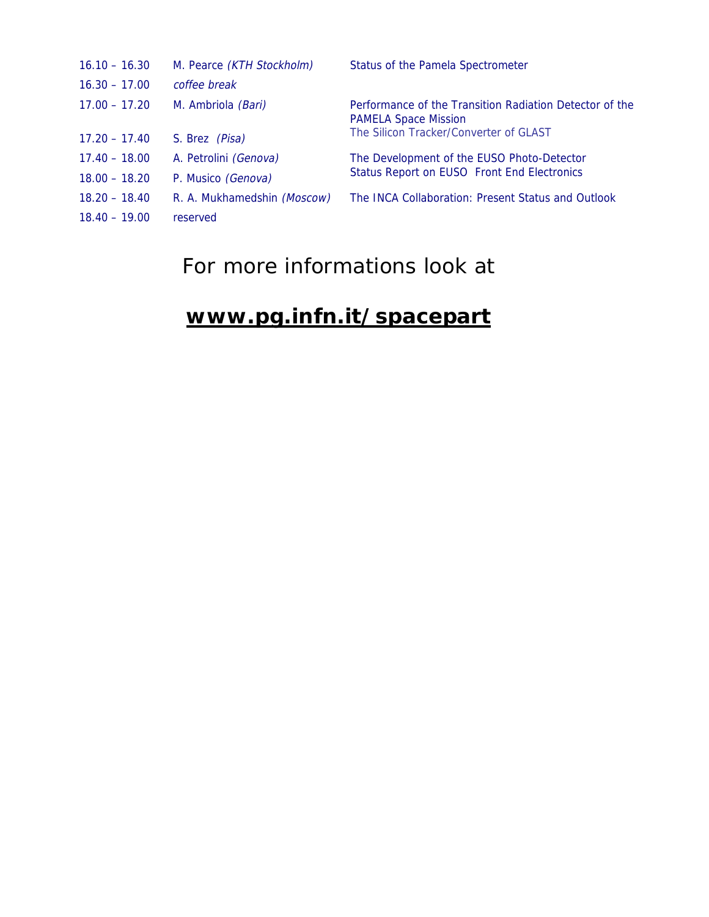| | | |
|---|---|---|
| 16.10 – 16.30 | M. Pearce *(KTH Stockholm)* | Status of the Pamela Spectrometer |
| 16.30 – 17.00 | *coffee break* | |
| 17.00 – 17.20 | M. Ambriola *(Bari)* | Performance of the Transition Radiation Detector of the PAMELA Space Mission |
| 17.20 – 17.40 | S. Brez *(Pisa)* | The Silicon Tracker/Converter of GLAST |
| 17.40 – 18.00 | A. Petrolini *(Genova)* | The Development of the EUSO Photo-Detector |
| 18.00 – 18.20 | P. Musico *(Genova)* | Status Report on EUSO Front End Electronics |
| 18.20 – 18.40 | R. A. Mukhamedshin *(Moscow)* | The INCA Collaboration: Present Status and Outlook |
| 18.40 – 19.00 | reserved | |

For more informations look at

**www.pg.infn.it/spacepart**